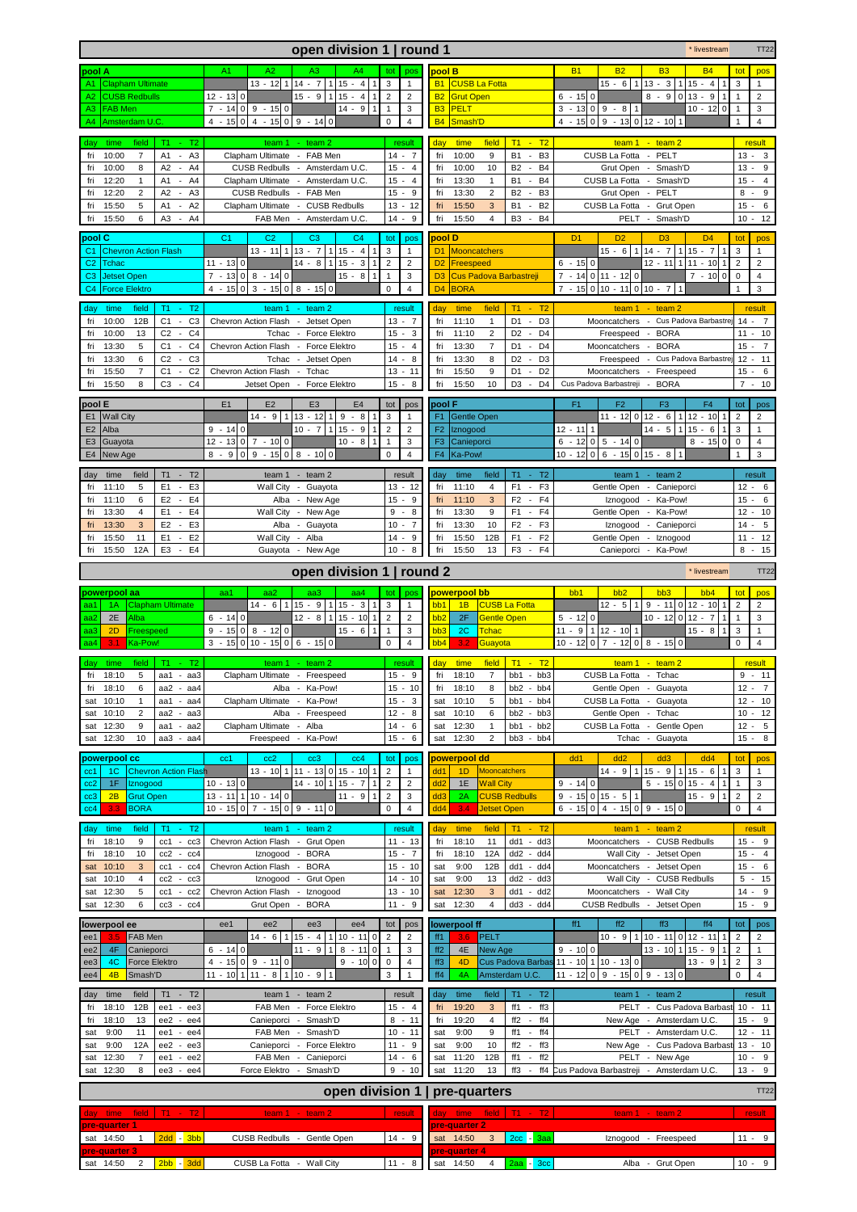# open division 1 | round 1

\* livestream — TT22

## pool A

| pool A | | A1 | A2 | A3 | A4 | tot | pos |
|---|---|---|---|---|---|---|---|
| A1 | Clapham Ultimate | | 13 - 12 1 | 14 - 7 1 | 15 - 4 1 | 3 | 1 |
| A2 | CUSB Redbulls | 12 - 13 0 | | 15 - 9 1 | 15 - 4 1 | 2 | 2 |
| A3 | FAB Men | 7 - 14 0 | 9 - 15 0 | | 14 - 9 1 | 1 | 3 |
| A4 | Amsterdam U.C. | 4 - 15 0 | 4 - 15 0 | 9 - 14 0 | | 0 | 4 |

| day | time | field | T1 - T2 | team 1 - team 2 | result |
|---|---|---|---|---|---|
| fri | 10:00 | 7 | A1 - A3 | Clapham Ultimate - FAB Men | 14 - 7 |
| fri | 10:00 | 8 | A2 - A4 | CUSB Redbulls - Amsterdam U.C. | 15 - 4 |
| fri | 12:20 | 1 | A1 - A4 | Clapham Ultimate - Amsterdam U.C. | 15 - 4 |
| fri | 12:20 | 2 | A2 - A3 | CUSB Redbulls - FAB Men | 15 - 9 |
| fri | 15:50 | 5 | A1 - A2 | Clapham Ultimate - CUSB Redbulls | 13 - 12 |
| fri | 15:50 | 6 | A3 - A4 | FAB Men - Amsterdam U.C. | 14 - 9 |

## pool B

| pool B | | B1 | B2 | B3 | B4 | tot | pos |
|---|---|---|---|---|---|---|---|
| B1 | CUSB La Fotta | | 15 - 6 1 | 13 - 3 1 | 15 - 4 1 | 3 | 1 |
| B2 | Grut Open | 6 - 15 0 | | 8 - 9 0 | 13 - 9 1 | 1 | 2 |
| B3 | PELT | 3 - 13 0 | 9 - 8 1 | | 10 - 12 0 | 1 | 3 |
| B4 | Smash'D | 4 - 15 0 | 9 - 13 0 | 12 - 10 1 | | 1 | 4 |

| day | time | field | T1 - T2 | team 1 - team 2 | result |
|---|---|---|---|---|---|
| fri | 10:00 | 9 | B1 - B3 | CUSB La Fotta - PELT | 13 - 3 |
| fri | 10:00 | 10 | B2 - B4 | Grut Open - Smash'D | 13 - 9 |
| fri | 13:30 | 1 | B1 - B4 | CUSB La Fotta - Smash'D | 15 - 4 |
| fri | 13:30 | 2 | B2 - B3 | Grut Open - PELT | 8 - 9 |
| fri | 15:50 | 3 | B1 - B2 | CUSB La Fotta - Grut Open | 15 - 6 |
| fri | 15:50 | 4 | B3 - B4 | PELT - Smash'D | 10 - 12 |

## pool C

| pool C | | C1 | C2 | C3 | C4 | tot | pos |
|---|---|---|---|---|---|---|---|
| C1 | Chevron Action Flash | | 13 - 11 1 | 13 - 7 1 | 15 - 4 1 | 3 | 1 |
| C2 | Tchac | 11 - 13 0 | | 14 - 8 1 | 15 - 3 1 | 2 | 2 |
| C3 | Jetset Open | 7 - 13 0 | 8 - 14 0 | | 15 - 8 1 | 1 | 3 |
| C4 | Force Elektro | 4 - 15 0 | 3 - 15 0 | 8 - 15 0 | | 0 | 4 |

| day | time | field | T1 - T2 | team 1 - team 2 | result |
|---|---|---|---|---|---|
| fri | 10:00 | 12B | C1 - C3 | Chevron Action Flash - Jetset Open | 13 - 7 |
| fri | 10:00 | 13 | C2 - C4 | Tchac - Force Elektro | 15 - 3 |
| fri | 13:30 | 5 | C1 - C4 | Chevron Action Flash - Force Elektro | 15 - 4 |
| fri | 13:30 | 6 | C2 - C3 | Tchac - Jetset Open | 14 - 8 |
| fri | 15:50 | 7 | C1 - C2 | Chevron Action Flash - Tchac | 13 - 11 |
| fri | 15:50 | 8 | C3 - C4 | Jetset Open - Force Elektro | 15 - 8 |

## pool D

| pool D | | D1 | D2 | D3 | D4 | tot | pos |
|---|---|---|---|---|---|---|---|
| D1 | Mooncatchers | | 15 - 6 1 | 14 - 7 1 | 15 - 7 1 | 3 | 1 |
| D2 | Freespeed | 6 - 15 0 | | 12 - 11 1 | 11 - 10 1 | 2 | 2 |
| D3 | Cus Padova Barbastreji | 7 - 14 0 | 11 - 12 0 | | 7 - 10 0 | 0 | 4 |
| D4 | BORA | 7 - 15 0 | 10 - 11 0 | 10 - 7 1 | | 1 | 3 |

| day | time | field | T1 - T2 | team 1 - team 2 | result |
|---|---|---|---|---|---|
| fri | 11:10 | 1 | D1 - D3 | Mooncatchers - Cus Padova Barbastrej | 14 - 7 |
| fri | 11:10 | 2 | D2 - D4 | Freespeed - BORA | 11 - 10 |
| fri | 13:30 | 7 | D1 - D4 | Mooncatchers - BORA | 15 - 7 |
| fri | 13:30 | 8 | D2 - D3 | Freespeed - Cus Padova Barbastrej | 12 - 11 |
| fri | 15:50 | 9 | D1 - D2 | Mooncatchers - Freespeed | 15 - 6 |
| fri | 15:50 | 10 | D3 - D4 | Cus Padova Barbastreji - BORA | 7 - 10 |

## pool E

| pool E | | E1 | E2 | E3 | E4 | tot | pos |
|---|---|---|---|---|---|---|---|
| E1 | Wall City | | 14 - 9 1 | 13 - 12 1 | 9 - 8 1 | 3 | 1 |
| E2 | Alba | 9 - 14 0 | | 10 - 7 1 | 15 - 9 1 | 2 | 2 |
| E3 | Guayota | 12 - 13 0 | 7 - 10 0 | | 10 - 8 1 | 1 | 3 |
| E4 | New Age | 8 - 9 0 | 9 - 15 0 | 8 - 10 0 | | 0 | 4 |

| day | time | field | T1 - T2 | team 1 - team 2 | result |
|---|---|---|---|---|---|
| fri | 11:10 | 5 | E1 - E3 | Wall City - Guayota | 13 - 12 |
| fri | 11:10 | 6 | E2 - E4 | Alba - New Age | 15 - 9 |
| fri | 13:30 | 4 | E1 - E4 | Wall City - New Age | 9 - 8 |
| fri | 13:30 | 3 | E2 - E3 | Alba - Guayota | 10 - 7 |
| fri | 15:50 | 11 | E1 - E2 | Wall City - Alba | 14 - 9 |
| fri | 15:50 | 12A | E3 - E4 | Guayota - New Age | 10 - 8 |

## pool F

| pool F | | F1 | F2 | F3 | F4 | tot | pos |
|---|---|---|---|---|---|---|---|
| F1 | Gentle Open | | 11 - 12 0 | 12 - 6 1 | 12 - 10 1 | 2 | 2 |
| F2 | Iznogood | 12 - 11 1 | | 14 - 5 1 | 15 - 6 1 | 3 | 1 |
| F3 | Canieporci | 6 - 12 0 | 5 - 14 0 | | 8 - 15 0 | 0 | 4 |
| F4 | Ka-Pow! | 10 - 12 0 | 6 - 15 0 | 15 - 8 1 | | 1 | 3 |

| day | time | field | T1 - T2 | team 1 - team 2 | result |
|---|---|---|---|---|---|
| fri | 11:10 | 4 | F1 - F3 | Gentle Open - Canieporci | 12 - 6 |
| fri | 11:10 | 3 | F2 - F4 | Iznogood - Ka-Pow! | 15 - 6 |
| fri | 13:30 | 9 | F1 - F4 | Gentle Open - Ka-Pow! | 12 - 10 |
| fri | 13:30 | 10 | F2 - F3 | Iznogood - Canieporci | 14 - 5 |
| fri | 15:50 | 12B | F1 - F2 | Gentle Open - Iznogood | 11 - 12 |
| fri | 15:50 | 13 | F3 - F4 | Canieporci - Ka-Pow! | 8 - 15 |

# open division 1 | round 2

\* livestream — TT22

## powerpool aa

| powerpool aa | | | aa1 | aa2 | aa3 | aa4 | tot | pos |
|---|---|---|---|---|---|---|---|---|
| aa1 | 1A | Clapham Ultimate | | 14 - 6 1 | 15 - 9 1 | 15 - 3 1 | 3 | 1 |
| aa2 | 2E | Alba | 6 - 14 0 | | 12 - 8 1 | 15 - 10 1 | 2 | 2 |
| aa3 | 2D | Freespeed | 9 - 15 0 | 8 - 12 0 | | 15 - 6 1 | 1 | 3 |
| aa4 | 3.1 | Ka-Pow! | 3 - 15 0 | 10 - 15 0 | 6 - 15 0 | | 0 | 4 |

| day | time | field | T1 - T2 | team 1 - team 2 | result |
|---|---|---|---|---|---|
| fri | 18:10 | 5 | aa1 - aa3 | Clapham Ultimate - Freespeed | 15 - 9 |
| fri | 18:10 | 6 | aa2 - aa4 | Alba - Ka-Pow! | 15 - 10 |
| sat | 10:10 | 1 | aa1 - aa4 | Clapham Ultimate - Ka-Pow! | 15 - 3 |
| sat | 10:10 | 2 | aa2 - aa3 | Alba - Freespeed | 12 - 8 |
| sat | 12:30 | 9 | aa1 - aa2 | Clapham Ultimate - Alba | 14 - 6 |
| sat | 12:30 | 10 | aa3 - aa4 | Freespeed - Ka-Pow! | 15 - 6 |

## powerpool bb

| powerpool bb | | | bb1 | bb2 | bb3 | bb4 | tot | pos |
|---|---|---|---|---|---|---|---|---|
| bb1 | 1B | CUSB La Fotta | | 12 - 5 1 | 9 - 11 0 | 12 - 10 1 | 2 | 2 |
| bb2 | 2F | Gentle Open | 5 - 12 0 | | 10 - 12 0 | 12 - 7 1 | 1 | 3 |
| bb3 | 2C | Tchac | 11 - 9 1 | 12 - 10 1 | | 15 - 8 1 | 3 | 1 |
| bb4 | 3.2 | Guayota | 10 - 12 0 | 7 - 12 0 | 8 - 15 0 | | 0 | 4 |

| day | time | field | T1 - T2 | team 1 - team 2 | result |
|---|---|---|---|---|---|
| fri | 18:10 | 7 | bb1 - bb3 | CUSB La Fotta - Tchac | 9 - 11 |
| fri | 18:10 | 8 | bb2 - bb4 | Gentle Open - Guayota | 12 - 7 |
| sat | 10:10 | 5 | bb1 - bb4 | CUSB La Fotta - Guayota | 12 - 10 |
| sat | 10:10 | 6 | bb2 - bb3 | Gentle Open - Tchac | 10 - 12 |
| sat | 12:30 | 1 | bb1 - bb2 | CUSB La Fotta - Gentle Open | 12 - 5 |
| sat | 12:30 | 2 | bb3 - bb4 | Tchac - Guayota | 15 - 8 |

## powerpool cc

| powerpool cc | | | cc1 | cc2 | cc3 | cc4 | tot | pos |
|---|---|---|---|---|---|---|---|---|
| cc1 | 1C | Chevron Action Flash | | 13 - 10 1 | 11 - 13 0 | 15 - 10 1 | 2 | 1 |
| cc2 | 1F | Iznogood | 10 - 13 0 | | 14 - 10 1 | 15 - 7 1 | 2 | 2 |
| cc3 | 2B | Grut Open | 13 - 11 1 | 10 - 14 0 | | 11 - 9 1 | 2 | 3 |
| cc4 | 3.3 | BORA | 10 - 15 0 | 7 - 15 0 | 9 - 11 0 | | 0 | 4 |

| day | time | field | T1 - T2 | team 1 - team 2 | result |
|---|---|---|---|---|---|
| fri | 18:10 | 9 | cc1 - cc3 | Chevron Action Flash - Grut Open | 11 - 13 |
| fri | 18:10 | 10 | cc2 - cc4 | Iznogood - BORA | 15 - 7 |
| sat | 10:10 | 3 | cc1 - cc4 | Chevron Action Flash - BORA | 15 - 10 |
| sat | 10:10 | 4 | cc2 - cc3 | Iznogood - Grut Open | 14 - 10 |
| sat | 12:30 | 5 | cc1 - cc2 | Chevron Action Flash - Iznogood | 13 - 10 |
| sat | 12:30 | 6 | cc3 - cc4 | Grut Open - BORA | 11 - 9 |

## powerpool dd

| powerpool dd | | | dd1 | dd2 | dd3 | dd4 | tot | pos |
|---|---|---|---|---|---|---|---|---|
| dd1 | 1D | Mooncatchers | | 14 - 9 1 | 15 - 9 1 | 15 - 6 1 | 3 | 1 |
| dd2 | 1E | Wall City | 9 - 14 0 | | 5 - 15 0 | 15 - 4 1 | 1 | 3 |
| dd3 | 2A | CUSB Redbulls | 9 - 15 0 | 15 - 5 1 | | 15 - 9 1 | 2 | 2 |
| dd4 | 3.4 | Jetset Open | 6 - 15 0 | 4 - 15 0 | 9 - 15 0 | | 0 | 4 |

| day | time | field | T1 - T2 | team 1 - team 2 | result |
|---|---|---|---|---|---|
| fri | 18:10 | 11 | dd1 - dd3 | Mooncatchers - CUSB Redbulls | 15 - 9 |
| fri | 18:10 | 12A | dd2 - dd4 | Wall City - Jetset Open | 15 - 4 |
| sat | 9:00 | 12B | dd1 - dd4 | Mooncatchers - Jetset Open | 15 - 6 |
| sat | 9:00 | 13 | dd2 - dd3 | Wall City - CUSB Redbulls | 5 - 15 |
| sat | 12:30 | 3 | dd1 - dd2 | Mooncatchers - Wall City | 14 - 9 |
| sat | 12:30 | 4 | dd3 - dd4 | CUSB Redbulls - Jetset Open | 15 - 9 |

## lowerpool ee

| lowerpool ee | | | ee1 | ee2 | ee3 | ee4 | tot | pos |
|---|---|---|---|---|---|---|---|---|
| ee1 | 3.5 | FAB Men | | 14 - 6 1 | 15 - 4 1 | 10 - 11 0 | 2 | 2 |
| ee2 | 4F | Canieporci | 6 - 14 0 | | 11 - 9 1 | 8 - 11 0 | 1 | 3 |
| ee3 | 4C | Force Elektro | 4 - 15 0 | 9 - 11 0 | | 9 - 10 0 | 0 | 4 |
| ee4 | 4B | Smash'D | 11 - 10 1 | 11 - 8 1 | 10 - 9 1 | | 3 | 1 |

| day | time | field | T1 - T2 | team 1 - team 2 | result |
|---|---|---|---|---|---|
| fri | 18:10 | 12B | ee1 - ee3 | FAB Men - Force Elektro | 15 - 4 |
| fri | 18:10 | 13 | ee2 - ee4 | Canieporci - Smash'D | 8 - 11 |
| sat | 9:00 | 11 | ee1 - ee4 | FAB Men - Smash'D | 10 - 11 |
| sat | 9:00 | 12A | ee2 - ee3 | Canieporci - Force Elektro | 11 - 9 |
| sat | 12:30 | 7 | ee1 - ee2 | FAB Men - Canieporci | 14 - 6 |
| sat | 12:30 | 8 | ee3 - ee4 | Force Elektro - Smash'D | 9 - 10 |

## lowerpool ff

| lowerpool ff | | | ff1 | ff2 | ff3 | ff4 | tot | pos |
|---|---|---|---|---|---|---|---|---|
| ff1 | 3.6 | PELT | | 10 - 9 1 | 10 - 11 0 | 12 - 11 1 | 2 | 2 |
| ff2 | 4E | New Age | 9 - 10 0 | | 13 - 10 1 | 15 - 9 1 | 2 | 1 |
| ff3 | 4D | Cus Padova Barbas | 11 - 10 1 | 10 - 13 0 | | 13 - 9 1 | 2 | 3 |
| ff4 | 4A | Amsterdam U.C. | 11 - 12 0 | 9 - 15 0 | 9 - 13 0 | | 0 | 4 |

| day | time | field | T1 - T2 | team 1 - team 2 | result |
|---|---|---|---|---|---|
| fri | 19:20 | 3 | ff1 - ff3 | PELT - Cus Padova Barbast | 10 - 11 |
| fri | 19:20 | 4 | ff2 - ff4 | New Age - Amsterdam U.C. | 15 - 9 |
| sat | 9:00 | 9 | ff1 - ff4 | PELT - Amsterdam U.C. | 12 - 11 |
| sat | 9:00 | 10 | ff2 - ff3 | New Age - Cus Padova Barbast | 13 - 10 |
| sat | 11:20 | 12B | ff1 - ff2 | PELT - New Age | 10 - 9 |
| sat | 11:20 | 13 | ff3 - ff4 | Cus Padova Barbastreji - Amsterdam U.C. | 13 - 9 |

# open division 1 | pre-quarters

TT22

| day | time | field | T1 - T2 | team 1 - team 2 | result |
|---|---|---|---|---|---|
| **pre-quarter 1** | | | | | |
| sat | 14:50 | 1 | 2dd - 3bb | CUSB Redbulls - Gentle Open | 14 - 9 |
| **pre-quarter 3** | | | | | |
| sat | 14:50 | 2 | 2bb - 3dd | CUSB La Fotta - Wall City | 11 - 8 |

| day | time | field | T1 - T2 | team 1 - team 2 | result |
|---|---|---|---|---|---|
| **pre-quarter 2** | | | | | |
| sat | 14:50 | 3 | 2cc - 3aa | Iznogood - Freespeed | 11 - 9 |
| **pre-quarter 4** | | | | | |
| sat | 14:50 | 4 | 2aa - 3cc | Alba - Grut Open | 10 - 9 |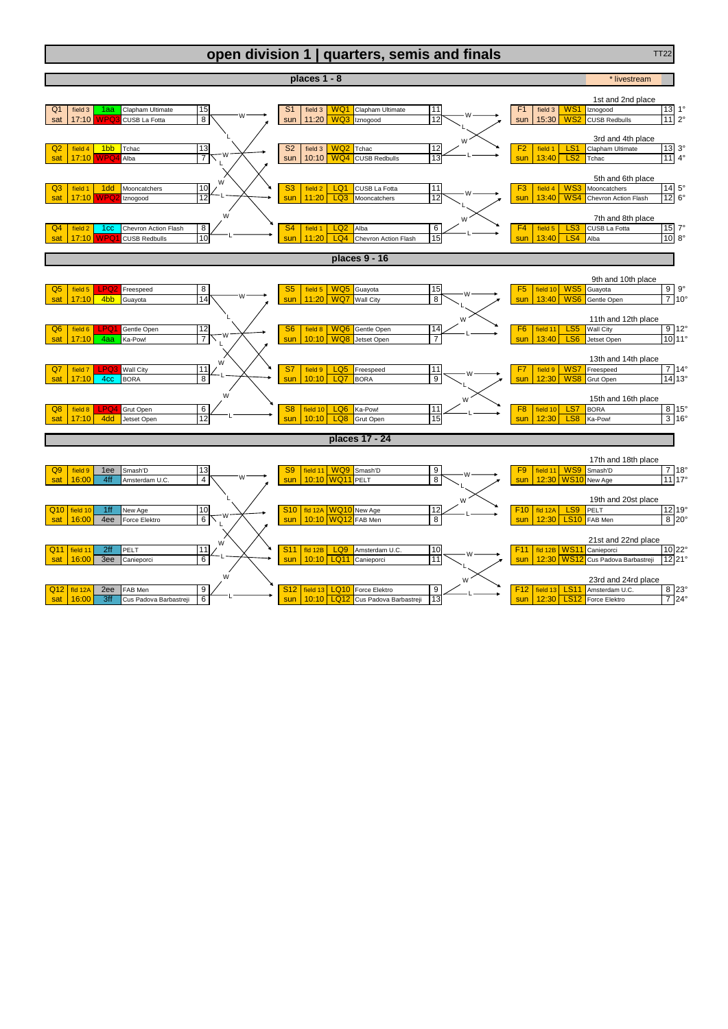# open division 1 | quarters, semis and finals

TT22

## places 1 - 8

* livestream

### Quarterfinals

| Game | Field / Time | Seed | Team | Score |
|---|---|---|---|---|
| Q1 | field 3 | 1aa | Clapham Ultimate | 15 |
| sat | 17:10 | WPQ3 | CUSB La Fotta | 8 |
| Q2 | field 4 | 1bb | Tchac | 13 |
| sat | 17:10 | WPQ4 | Alba | 7 |
| Q3 | field 1 | 1dd | Mooncatchers | 10 |
| sat | 17:10 | WPQ2 | Iznogood | 12 |
| Q4 | field 2 | 1cc | Chevron Action Flash | 8 |
| sat | 17:10 | WPQ1 | CUSB Redbulls | 10 |

### Semifinals

| Game | Field / Time | Seed | Team | Score |
|---|---|---|---|---|
| S1 | field 3 | WQ1 | Clapham Ultimate | 11 |
| sun | 11:20 | WQ3 | Iznogood | 12 |
| S2 | field 3 | WQ2 | Tchac | 12 |
| sun | 10:10 | WQ4 | CUSB Redbulls | 13 |
| S3 | field 2 | LQ1 | CUSB La Fotta | 11 |
| sun | 11:20 | LQ3 | Mooncatchers | 12 |
| S4 | field 1 | LQ2 | Alba | 6 |
| sun | 11:20 | LQ4 | Chevron Action Flash | 15 |

### Finals

| Game | Field / Time | Seed | Team | Score | Place |
|---|---|---|---|---|---|
| F1 (1st and 2nd place) | field 3 | WS1 | Iznogood | 13 | 1° |
| sun | 15:30 | WS2 | CUSB Redbulls | 11 | 2° |
| F2 (3rd and 4th place) | field 1 | LS1 | Clapham Ultimate | 13 | 3° |
| sun | 13:40 | LS2 | Tchac | 11 | 4° |
| F3 (5th and 6th place) | field 4 | WS3 | Mooncatchers | 14 | 5° |
| sun | 13:40 | WS4 | Chevron Action Flash | 12 | 6° |
| F4 (7th and 8th place) | field 5 | LS3 | CUSB La Fotta | 15 | 7° |
| sun | 13:40 | LS4 | Alba | 10 | 8° |

## places 9 - 16

### Quarterfinals

| Game | Field / Time | Seed | Team | Score |
|---|---|---|---|---|
| Q5 | field 5 | LPQ2 | Freespeed | 8 |
| sat | 17:10 | 4bb | Guayota | 14 |
| Q6 | field 6 | LPQ1 | Gentle Open | 12 |
| sat | 17:10 | 4aa | Ka-Pow! | 7 |
| Q7 | field 7 | LPQ3 | Wall City | 11 |
| sat | 17:10 | 4cc | BORA | 8 |
| Q8 | field 8 | LPQ4 | Grut Open | 6 |
| sat | 17:10 | 4dd | Jetset Open | 12 |

### Semifinals

| Game | Field / Time | Seed | Team | Score |
|---|---|---|---|---|
| S5 | field 5 | WQ5 | Guayota | 15 |
| sun | 11:20 | WQ7 | Wall City | 8 |
| S6 | field 8 | WQ6 | Gentle Open | 14 |
| sun | 10:10 | WQ8 | Jetset Open | 7 |
| S7 | field 9 | LQ5 | Freespeed | 11 |
| sun | 10:10 | LQ7 | BORA | 9 |
| S8 | field 10 | LQ6 | Ka-Pow! | 11 |
| sun | 10:10 | LQ8 | Grut Open | 15 |

### Finals

| Game | Field / Time | Seed | Team | Score | Place |
|---|---|---|---|---|---|
| F5 (9th and 10th place) | field 10 | WS5 | Guayota | 9 | 9° |
| sun | 13:40 | WS6 | Gentle Open | 7 | 10° |
| F6 (11th and 12th place) | field 11 | LS5 | Wall City | 9 | 12° |
| sun | 13:40 | LS6 | Jetset Open | 10 | 11° |
| F7 (13th and 14th place) | field 9 | WS7 | Freespeed | 7 | 14° |
| sun | 12:30 | WS8 | Grut Open | 14 | 13° |
| F8 (15th and 16th place) | field 10 | LS7 | BORA | 8 | 15° |
| sun | 12:30 | LS8 | Ka-Pow! | 3 | 16° |

## places 17 - 24

### Quarterfinals

| Game | Field / Time | Seed | Team | Score |
|---|---|---|---|---|
| Q9 | field 9 | 1ee | Smash'D | 13 |
| sat | 16:00 | 4ff | Amsterdam U.C. | 4 |
| Q10 | field 10 | 1ff | New Age | 10 |
| sat | 16:00 | 4ee | Force Elektro | 6 |
| Q11 | field 11 | 2ff | PELT | 11 |
| sat | 16:00 | 3ee | Canieporci | 6 |
| Q12 | fld 12A | 2ee | FAB Men | 9 |
| sat | 16:00 | 3ff | Cus Padova Barbastreji | 6 |

### Semifinals

| Game | Field / Time | Seed | Team | Score |
|---|---|---|---|---|
| S9 | field 11 | WQ9 | Smash'D | 9 |
| sun | 10:10 | WQ11 | PELT | 8 |
| S10 | fld 12A | WQ10 | New Age | 12 |
| sun | 10:10 | WQ12 | FAB Men | 8 |
| S11 | fld 12B | LQ9 | Amsterdam U.C. | 10 |
| sun | 10:10 | LQ11 | Canieporci | 11 |
| S12 | field 13 | LQ10 | Force Elektro | 9 |
| sun | 10:10 | LQ12 | Cus Padova Barbastreji | 13 |

### Finals

| Game | Field / Time | Seed | Team | Score | Place |
|---|---|---|---|---|---|
| F9 (17th and 18th place) | field 11 | WS9 | Smash'D | 7 | 18° |
| sun | 12:30 | WS10 | New Age | 11 | 17° |
| F10 (19th and 20st place) | fld 12A | LS9 | PELT | 12 | 19° |
| sun | 12:30 | LS10 | FAB Men | 8 | 20° |
| F11 (21st and 22nd place) | fld 12B | WS11 | Canieporci | 10 | 22° |
| sun | 12:30 | WS12 | Cus Padova Barbastreji | 12 | 21° |
| F12 (23rd and 24rd place) | field 13 | LS11 | Amsterdam U.C. | 8 | 23° |
| sun | 12:30 | LS12 | Force Elektro | 7 | 24° |